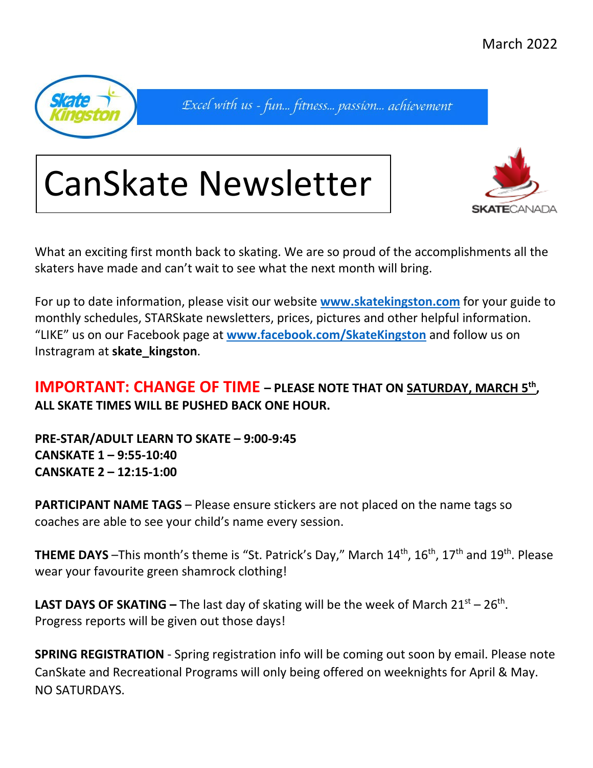March 2022

Skate Kingston

*Excel with us - fun... fitness... passion... achievement*

# CanSkate Newsletter

SKATECANADA

What an exciting first month back to skating. We are so proud of the accomplishments all the skaters have made and can't wait to see what the next month will bring.

For up to date information, please visit our website **[www.skatekingston.com](http://www.skatekingston.com)** for your guide to monthly schedules, STARSkate newsletters, prices, pictures and other helpful information. "LIKE" us on our Facebook page at **[www.facebook.com/SkateKingston](http://www.facebook.com/SkateKingston)** and follow us on Instragram at **skate_kingston**.

**IMPORTANT: CHANGE OF TIME – PLEASE NOTE THAT ON SATURDAY, MARCH 5th, ALL SKATE TIMES WILL BE PUSHED BACK ONE HOUR.**

**PRE-STAR/ADULT LEARN TO SKATE – 9:00-9:45**
**CANSKATE 1 – 9:55-10:40**
**CANSKATE 2 – 12:15-1:00**

**PARTICIPANT NAME TAGS** – Please ensure stickers are not placed on the name tags so coaches are able to see your child's name every session.

**THEME DAYS** –This month's theme is "St. Patrick's Day," March 14th, 16th, 17th and 19th. Please wear your favourite green shamrock clothing!

**LAST DAYS OF SKATING –** The last day of skating will be the week of March 21st – 26th. Progress reports will be given out those days!

**SPRING REGISTRATION** - Spring registration info will be coming out soon by email. Please note CanSkate and Recreational Programs will only being offered on weeknights for April & May. NO SATURDAYS.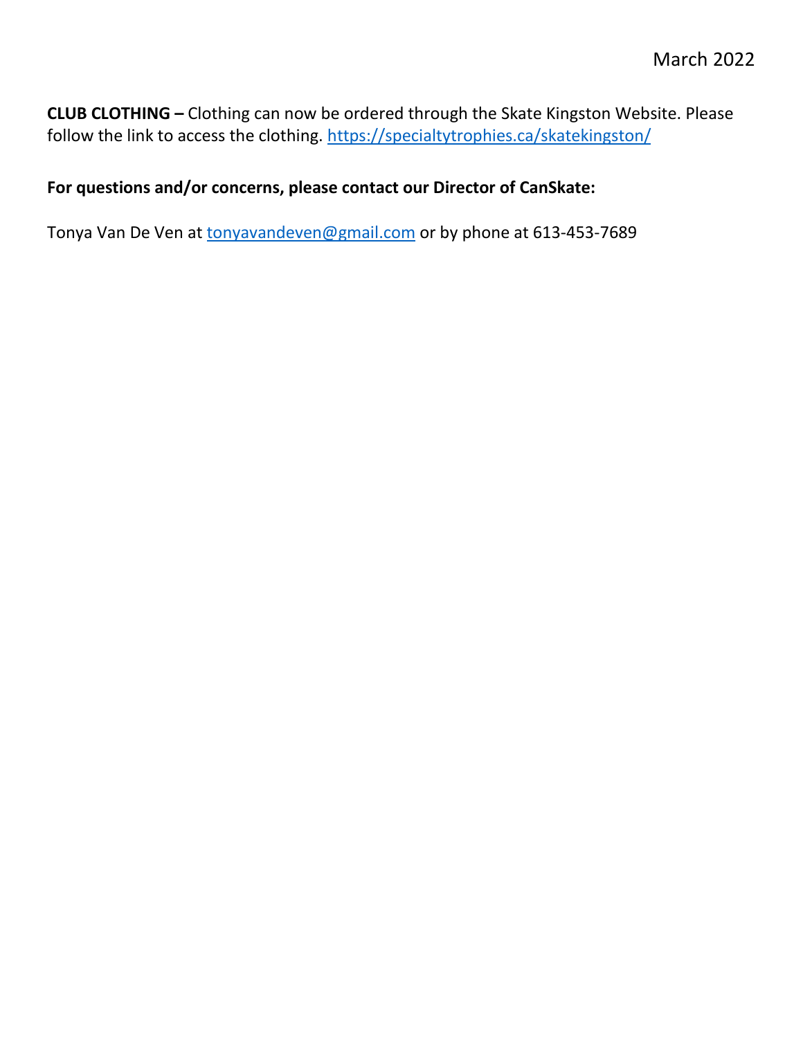March 2022

**CLUB CLOTHING –** Clothing can now be ordered through the Skate Kingston Website. Please follow the link to access the clothing. https://specialtytrophies.ca/skatekingston/

**For questions and/or concerns, please contact our Director of CanSkate:**

Tonya Van De Ven at tonyavandeven@gmail.com or by phone at 613-453-7689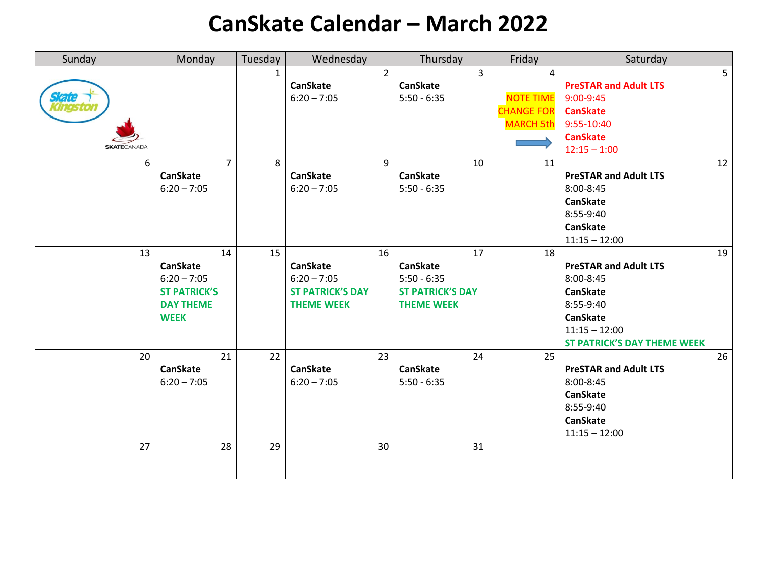# CanSkate Calendar – March 2022

| Sunday | Monday | Tuesday | Wednesday | Thursday | Friday | Saturday |
|---|---|---|---|---|---|---|
| Skate Kingston SKATECANADA | | 1 | 2 CanSkate 6:20 – 7:05 | 3 CanSkate 5:50 - 6:35 | 4 NOTE TIME CHANGE FOR MARCH 5th | 5 PreSTAR and Adult LTS 9:00-9:45 CanSkate 9:55-10:40 CanSkate 12:15 – 1:00 |
| 6 | 7 CanSkate 6:20 – 7:05 | 8 | 9 CanSkate 6:20 – 7:05 | 10 CanSkate 5:50 - 6:35 | 11 | 12 PreSTAR and Adult LTS 8:00-8:45 CanSkate 8:55-9:40 CanSkate 11:15 – 12:00 |
| 13 | 14 CanSkate 6:20 – 7:05 ST PATRICK'S DAY THEME WEEK | 15 | 16 CanSkate 6:20 – 7:05 ST PATRICK'S DAY THEME WEEK | 17 CanSkate 5:50 - 6:35 ST PATRICK'S DAY THEME WEEK | 18 | 19 PreSTAR and Adult LTS 8:00-8:45 CanSkate 8:55-9:40 CanSkate 11:15 – 12:00 ST PATRICK'S DAY THEME WEEK |
| 20 | 21 CanSkate 6:20 – 7:05 | 22 | 23 CanSkate 6:20 – 7:05 | 24 CanSkate 5:50 - 6:35 | 25 | 26 PreSTAR and Adult LTS 8:00-8:45 CanSkate 8:55-9:40 CanSkate 11:15 – 12:00 |
| 27 | 28 | 29 | 30 | 31 | | |